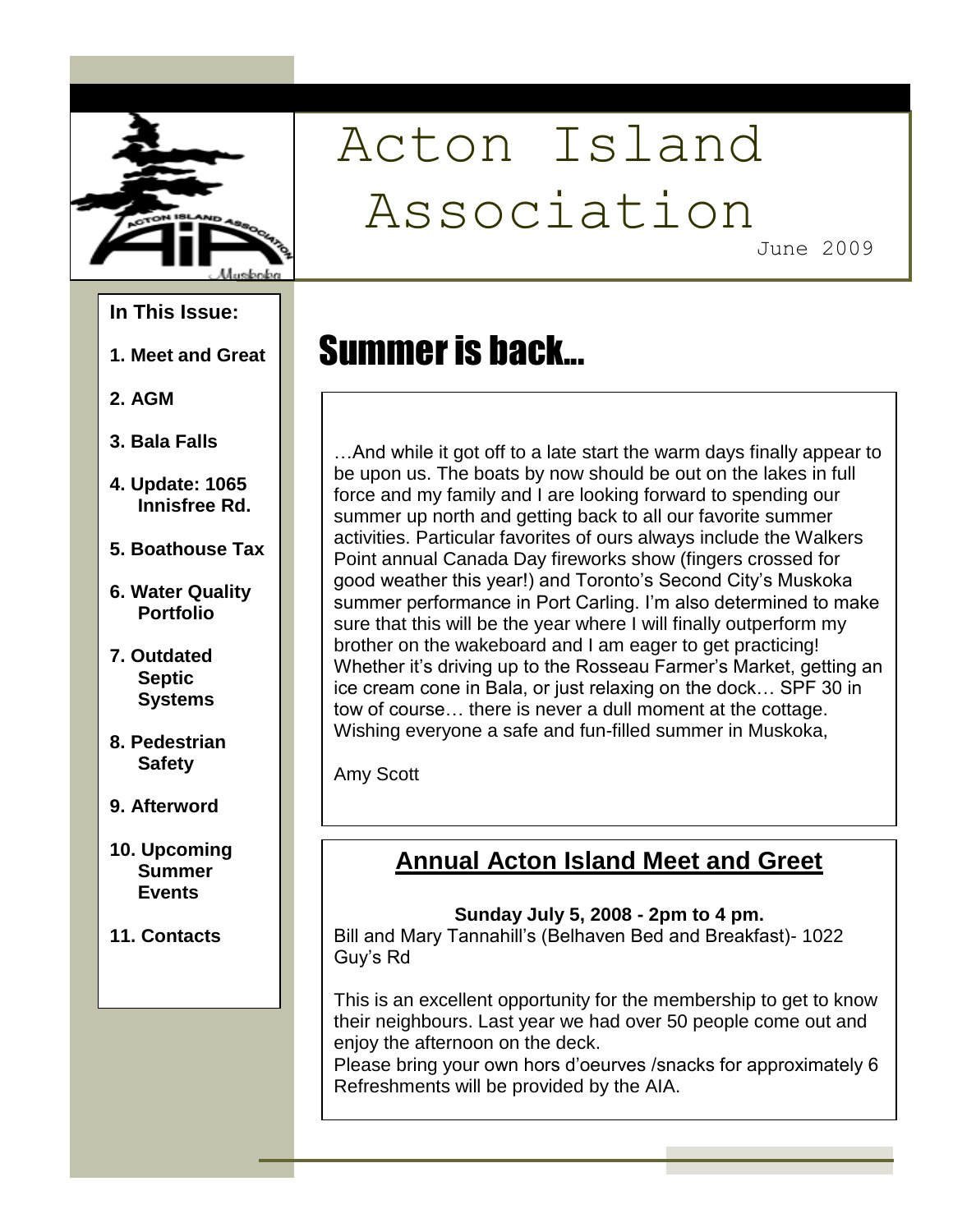# Acton Island Association

June 2009

**In This Issue:**

1. **Meet and Great**
2. **AGM**
3. **Bala Falls**
4. **Update: 1065 Innisfree Rd.**
5. **Boathouse Tax**
6. **Water Quality Portfolio**
7. **Outdated Septic Systems**
8. **Pedestrian Safety**
9. **Afterword**
10. **Upcoming Summer Events**
11. **Contacts**

## Summer is back…

…And while it got off to a late start the warm days finally appear to be upon us. The boats by now should be out on the lakes in full force and my family and I are looking forward to spending our summer up north and getting back to all our favorite summer activities. Particular favorites of ours always include the Walkers Point annual Canada Day fireworks show (fingers crossed for good weather this year!) and Toronto's Second City's Muskoka summer performance in Port Carling. I'm also determined to make sure that this will be the year where I will finally outperform my brother on the wakeboard and I am eager to get practicing! Whether it's driving up to the Rosseau Farmer's Market, getting an ice cream cone in Bala, or just relaxing on the dock… SPF 30 in tow of course… there is never a dull moment at the cottage. Wishing everyone a safe and fun-filled summer in Muskoka,

Amy Scott

## Annual Acton Island Meet and Greet

**Sunday July 5, 2008 - 2pm to 4 pm.**

Bill and Mary Tannahill's (Belhaven Bed and Breakfast)- 1022 Guy's Rd

This is an excellent opportunity for the membership to get to know their neighbours. Last year we had over 50 people come out and enjoy the afternoon on the deck.

Please bring your own hors d'oeurves /snacks for approximately 6 Refreshments will be provided by the AIA.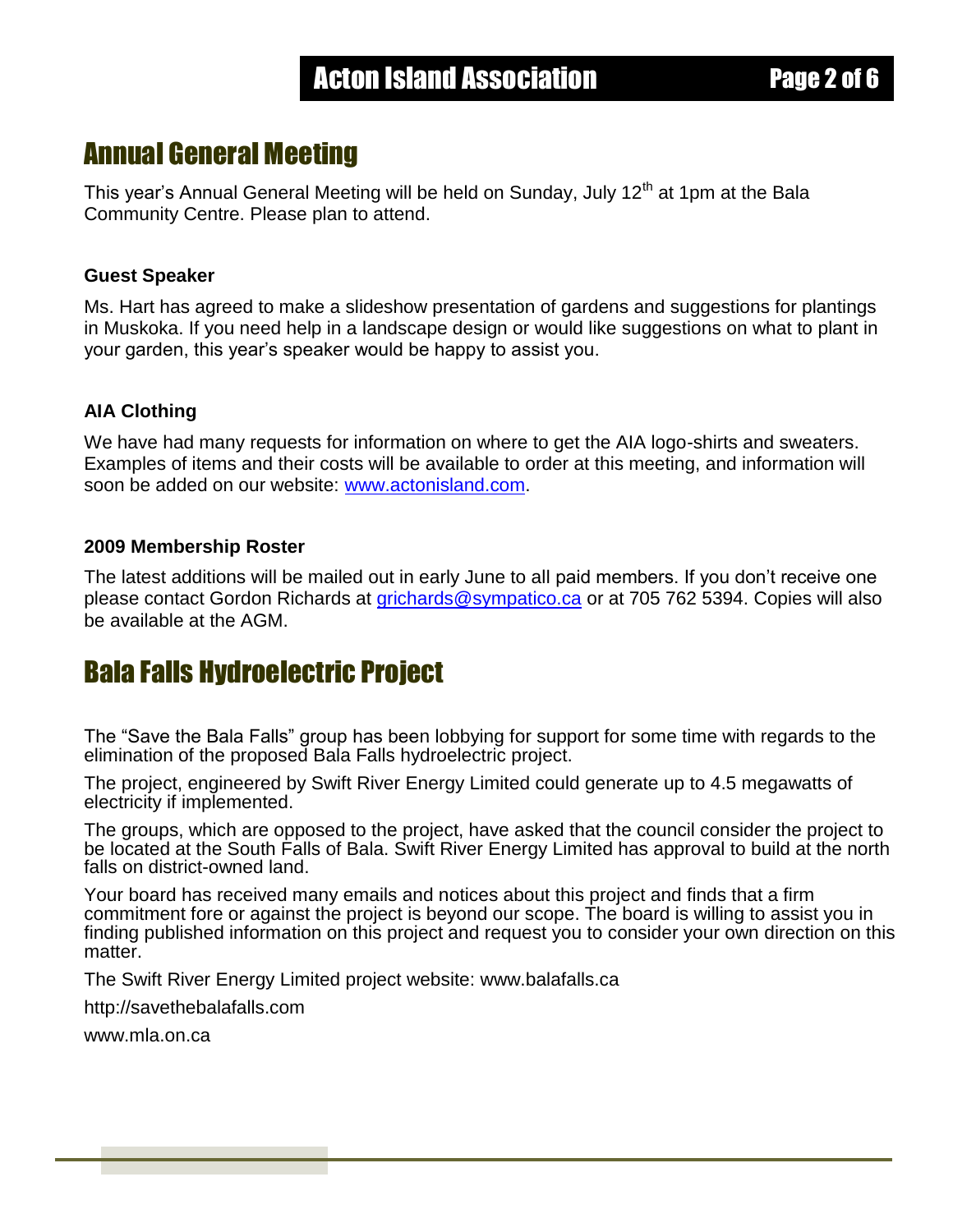# Annual General Meeting

This year's Annual General Meeting will be held on Sunday, July 12th at 1pm at the Bala Community Centre. Please plan to attend.

### Guest Speaker

Ms. Hart has agreed to make a slideshow presentation of gardens and suggestions for plantings in Muskoka. If you need help in a landscape design or would like suggestions on what to plant in your garden, this year's speaker would be happy to assist you.

### AIA Clothing

We have had many requests for information on where to get the AIA logo-shirts and sweaters. Examples of items and their costs will be available to order at this meeting, and information will soon be added on our website: www.actonisland.com.

### 2009 Membership Roster

The latest additions will be mailed out in early June to all paid members. If you don't receive one please contact Gordon Richards at grichards@sympatico.ca or at 705 762 5394. Copies will also be available at the AGM.

# Bala Falls Hydroelectric Project

The "Save the Bala Falls" group has been lobbying for support for some time with regards to the elimination of the proposed Bala Falls hydroelectric project.

The project, engineered by Swift River Energy Limited could generate up to 4.5 megawatts of electricity if implemented.

The groups, which are opposed to the project, have asked that the council consider the project to be located at the South Falls of Bala. Swift River Energy Limited has approval to build at the north falls on district-owned land.

Your board has received many emails and notices about this project and finds that a firm commitment fore or against the project is beyond our scope. The board is willing to assist you in finding published information on this project and request you to consider your own direction on this matter.

The Swift River Energy Limited project website: www.balafalls.ca

http://savethebalafalls.com

www.mla.on.ca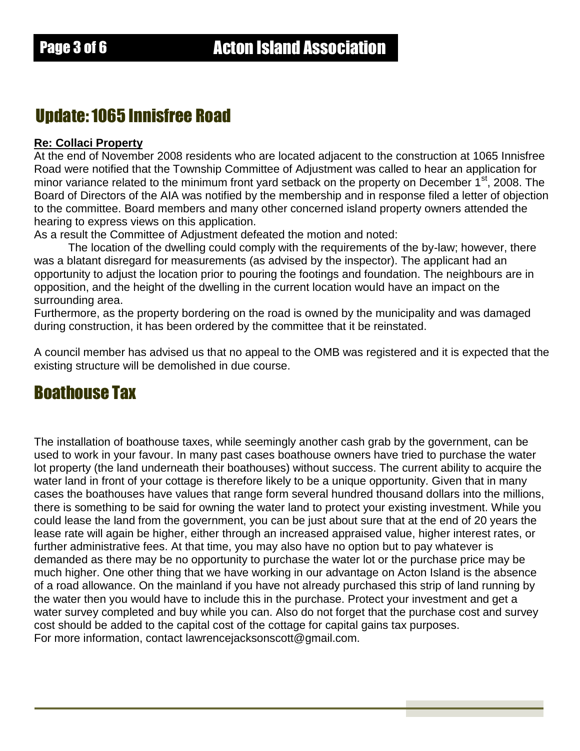## Update: 1065 Innisfree Road

**Re: Collaci Property**

At the end of November 2008 residents who are located adjacent to the construction at 1065 Innisfree Road were notified that the Township Committee of Adjustment was called to hear an application for minor variance related to the minimum front yard setback on the property on December 1st, 2008. The Board of Directors of the AIA was notified by the membership and in response filed a letter of objection to the committee. Board members and many other concerned island property owners attended the hearing to express views on this application.

As a result the Committee of Adjustment defeated the motion and noted:

> The location of the dwelling could comply with the requirements of the by-law; however, there was a blatant disregard for measurements (as advised by the inspector). The applicant had an opportunity to adjust the location prior to pouring the footings and foundation. The neighbours are in opposition, and the height of the dwelling in the current location would have an impact on the surrounding area.

Furthermore, as the property bordering on the road is owned by the municipality and was damaged during construction, it has been ordered by the committee that it be reinstated.

A council member has advised us that no appeal to the OMB was registered and it is expected that the existing structure will be demolished in due course.

## Boathouse Tax

The installation of boathouse taxes, while seemingly another cash grab by the government, can be used to work in your favour. In many past cases boathouse owners have tried to purchase the water lot property (the land underneath their boathouses) without success. The current ability to acquire the water land in front of your cottage is therefore likely to be a unique opportunity. Given that in many cases the boathouses have values that range form several hundred thousand dollars into the millions, there is something to be said for owning the water land to protect your existing investment. While you could lease the land from the government, you can be just about sure that at the end of 20 years the lease rate will again be higher, either through an increased appraised value, higher interest rates, or further administrative fees. At that time, you may also have no option but to pay whatever is demanded as there may be no opportunity to purchase the water lot or the purchase price may be much higher. One other thing that we have working in our advantage on Acton Island is the absence of a road allowance. On the mainland if you have not already purchased this strip of land running by the water then you would have to include this in the purchase. Protect your investment and get a water survey completed and buy while you can. Also do not forget that the purchase cost and survey cost should be added to the capital cost of the cottage for capital gains tax purposes.

For more information, contact lawrencejacksonscott@gmail.com.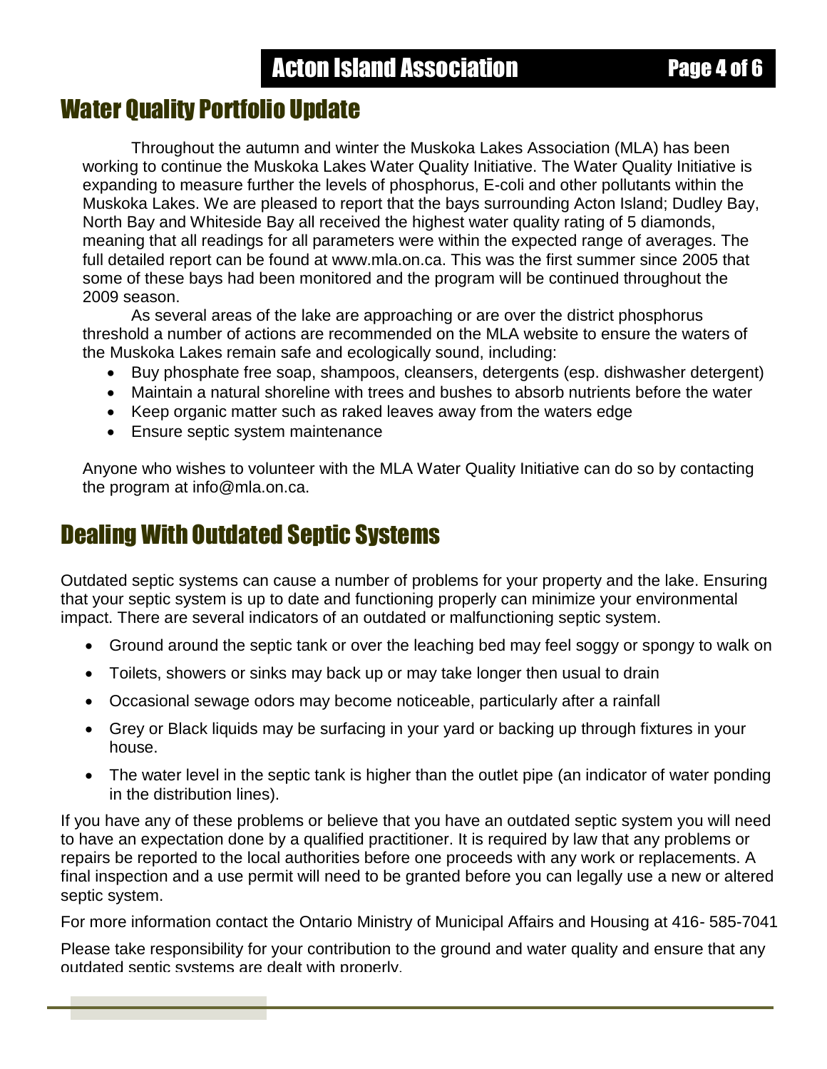## Water Quality Portfolio Update

Throughout the autumn and winter the Muskoka Lakes Association (MLA) has been working to continue the Muskoka Lakes Water Quality Initiative. The Water Quality Initiative is expanding to measure further the levels of phosphorus, E-coli and other pollutants within the Muskoka Lakes. We are pleased to report that the bays surrounding Acton Island; Dudley Bay, North Bay and Whiteside Bay all received the highest water quality rating of 5 diamonds, meaning that all readings for all parameters were within the expected range of averages. The full detailed report can be found at www.mla.on.ca. This was the first summer since 2005 that some of these bays had been monitored and the program will be continued throughout the 2009 season.

As several areas of the lake are approaching or are over the district phosphorus threshold a number of actions are recommended on the MLA website to ensure the waters of the Muskoka Lakes remain safe and ecologically sound, including:

- Buy phosphate free soap, shampoos, cleansers, detergents (esp. dishwasher detergent)
- Maintain a natural shoreline with trees and bushes to absorb nutrients before the water
- Keep organic matter such as raked leaves away from the waters edge
- Ensure septic system maintenance

Anyone who wishes to volunteer with the MLA Water Quality Initiative can do so by contacting the program at info@mla.on.ca.

## Dealing With Outdated Septic Systems

Outdated septic systems can cause a number of problems for your property and the lake. Ensuring that your septic system is up to date and functioning properly can minimize your environmental impact. There are several indicators of an outdated or malfunctioning septic system.

- Ground around the septic tank or over the leaching bed may feel soggy or spongy to walk on
- Toilets, showers or sinks may back up or may take longer then usual to drain
- Occasional sewage odors may become noticeable, particularly after a rainfall
- Grey or Black liquids may be surfacing in your yard or backing up through fixtures in your house.
- The water level in the septic tank is higher than the outlet pipe (an indicator of water ponding in the distribution lines).

If you have any of these problems or believe that you have an outdated septic system you will need to have an expectation done by a qualified practitioner. It is required by law that any problems or repairs be reported to the local authorities before one proceeds with any work or replacements. A final inspection and a use permit will need to be granted before you can legally use a new or altered septic system.

For more information contact the Ontario Ministry of Municipal Affairs and Housing at 416- 585-7041

Please take responsibility for your contribution to the ground and water quality and ensure that any outdated septic systems are dealt with properly.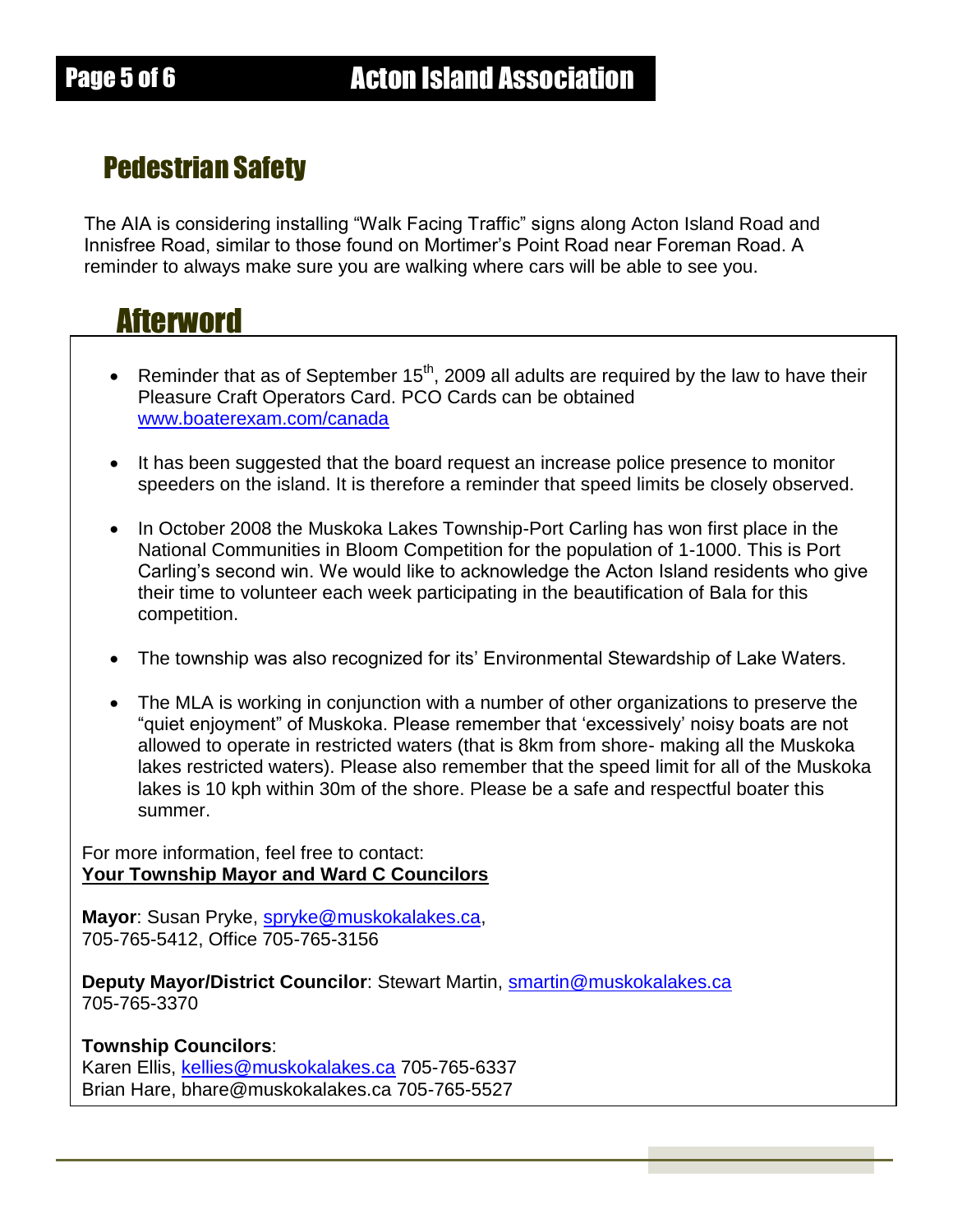## Pedestrian Safety

The AIA is considering installing "Walk Facing Traffic" signs along Acton Island Road and Innisfree Road, similar to those found on Mortimer's Point Road near Foreman Road. A reminder to always make sure you are walking where cars will be able to see you.

## Afterword

- Reminder that as of September 15th, 2009 all adults are required by the law to have their Pleasure Craft Operators Card. PCO Cards can be obtained www.boaterexam.com/canada
- It has been suggested that the board request an increase police presence to monitor speeders on the island. It is therefore a reminder that speed limits be closely observed.
- In October 2008 the Muskoka Lakes Township-Port Carling has won first place in the National Communities in Bloom Competition for the population of 1-1000. This is Port Carling's second win. We would like to acknowledge the Acton Island residents who give their time to volunteer each week participating in the beautification of Bala for this competition.
- The township was also recognized for its' Environmental Stewardship of Lake Waters.
- The MLA is working in conjunction with a number of other organizations to preserve the "quiet enjoyment" of Muskoka. Please remember that 'excessively' noisy boats are not allowed to operate in restricted waters (that is 8km from shore- making all the Muskoka lakes restricted waters). Please also remember that the speed limit for all of the Muskoka lakes is 10 kph within 30m of the shore. Please be a safe and respectful boater this summer.

For more information, feel free to contact:
**Your Township Mayor and Ward C Councilors**

**Mayor**: Susan Pryke, spryke@muskokalakes.ca, 705-765-5412, Office 705-765-3156

**Deputy Mayor/District Councilor**: Stewart Martin, smartin@muskokalakes.ca 705-765-3370

**Township Councilors**:
Karen Ellis, kellies@muskokalakes.ca 705-765-6337
Brian Hare, bhare@muskokalakes.ca 705-765-5527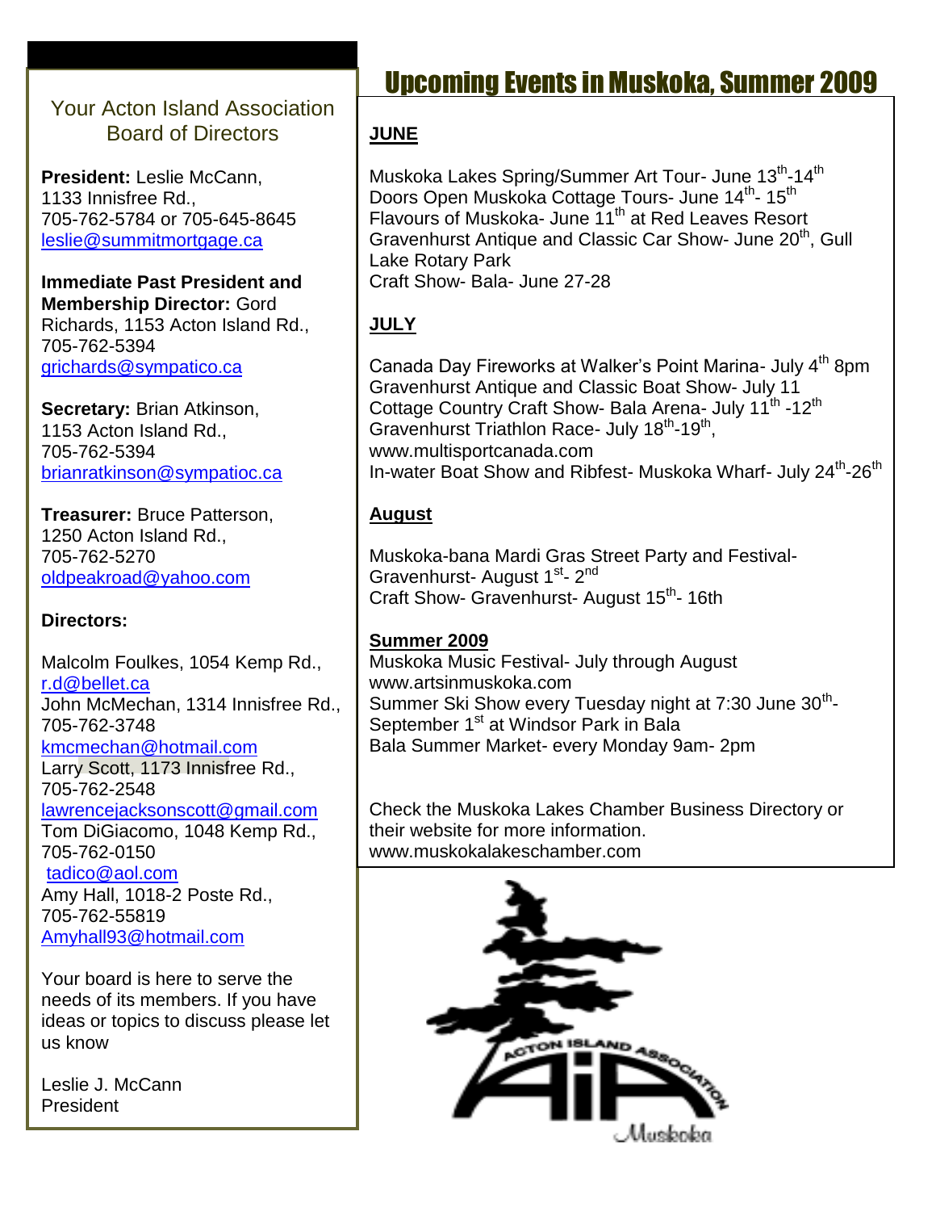## Your Acton Island Association Board of Directors

**President:** Leslie McCann, 1133 Innisfree Rd., 705-762-5784 or 705-645-8645 leslie@summitmortgage.ca

**Immediate Past President and Membership Director:** Gord Richards, 1153 Acton Island Rd., 705-762-5394 grichards@sympatico.ca

**Secretary:** Brian Atkinson, 1153 Acton Island Rd., 705-762-5394 brianratkinson@sympatioc.ca

**Treasurer:** Bruce Patterson, 1250 Acton Island Rd., 705-762-5270 oldpeakroad@yahoo.com

**Directors:**

Malcolm Foulkes, 1054 Kemp Rd., r.d@bellet.ca
John McMechan, 1314 Innisfree Rd., 705-762-3748 kmcmechan@hotmail.com
Larry Scott, 1173 Innisfree Rd., 705-762-2548 lawrencejacksonscott@gmail.com
Tom DiGiacomo, 1048 Kemp Rd., 705-762-0150 tadico@aol.com
Amy Hall, 1018-2 Poste Rd., 705-762-55819 Amyhall93@hotmail.com

Your board is here to serve the needs of its members. If you have ideas or topics to discuss please let us know

Leslie J. McCann
President

# Upcoming Events in Muskoka, Summer 2009

**JUNE**

Muskoka Lakes Spring/Summer Art Tour- June 13th-14th
Doors Open Muskoka Cottage Tours- June 14th- 15th
Flavours of Muskoka- June 11th at Red Leaves Resort
Gravenhurst Antique and Classic Car Show- June 20th, Gull Lake Rotary Park
Craft Show- Bala- June 27-28

**JULY**

Canada Day Fireworks at Walker's Point Marina- July 4th 8pm
Gravenhurst Antique and Classic Boat Show- July 11
Cottage Country Craft Show- Bala Arena- July 11th -12th
Gravenhurst Triathlon Race- July 18th-19th, www.multisportcanada.com
In-water Boat Show and Ribfest- Muskoka Wharf- July 24th-26th

**August**

Muskoka-bana Mardi Gras Street Party and Festival- Gravenhurst- August 1st- 2nd
Craft Show- Gravenhurst- August 15th- 16th

**Summer 2009**

Muskoka Music Festival- July through August www.artsinmuskoka.com
Summer Ski Show every Tuesday night at 7:30 June 30th- September 1st at Windsor Park in Bala
Bala Summer Market- every Monday 9am- 2pm

Check the Muskoka Lakes Chamber Business Directory or their website for more information. www.muskokalakeschamber.com

ACTON ISLAND ASSOCIATION
AIA
Muskoka